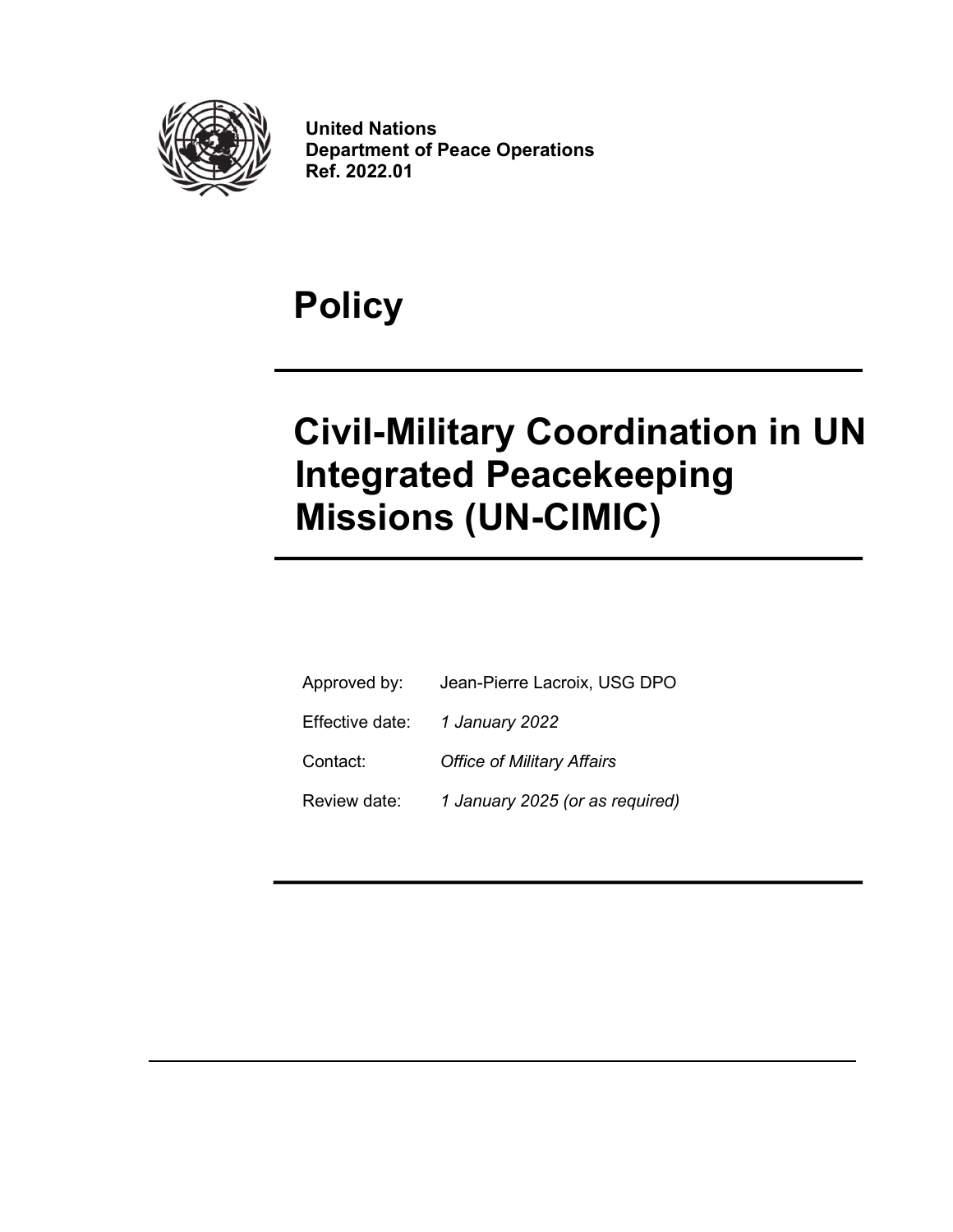**United Nations**
**Department of Peace Operations**
**Ref. 2022.01**

# Policy

# Civil-Military Coordination in UN Integrated Peacekeeping Missions (UN-CIMIC)

| | |
|---|---|
| Approved by: | Jean-Pierre Lacroix, USG DPO |
| Effective date: | *1 January 2022* |
| Contact: | *Office of Military Affairs* |
| Review date: | *1 January 2025 (or as required)* |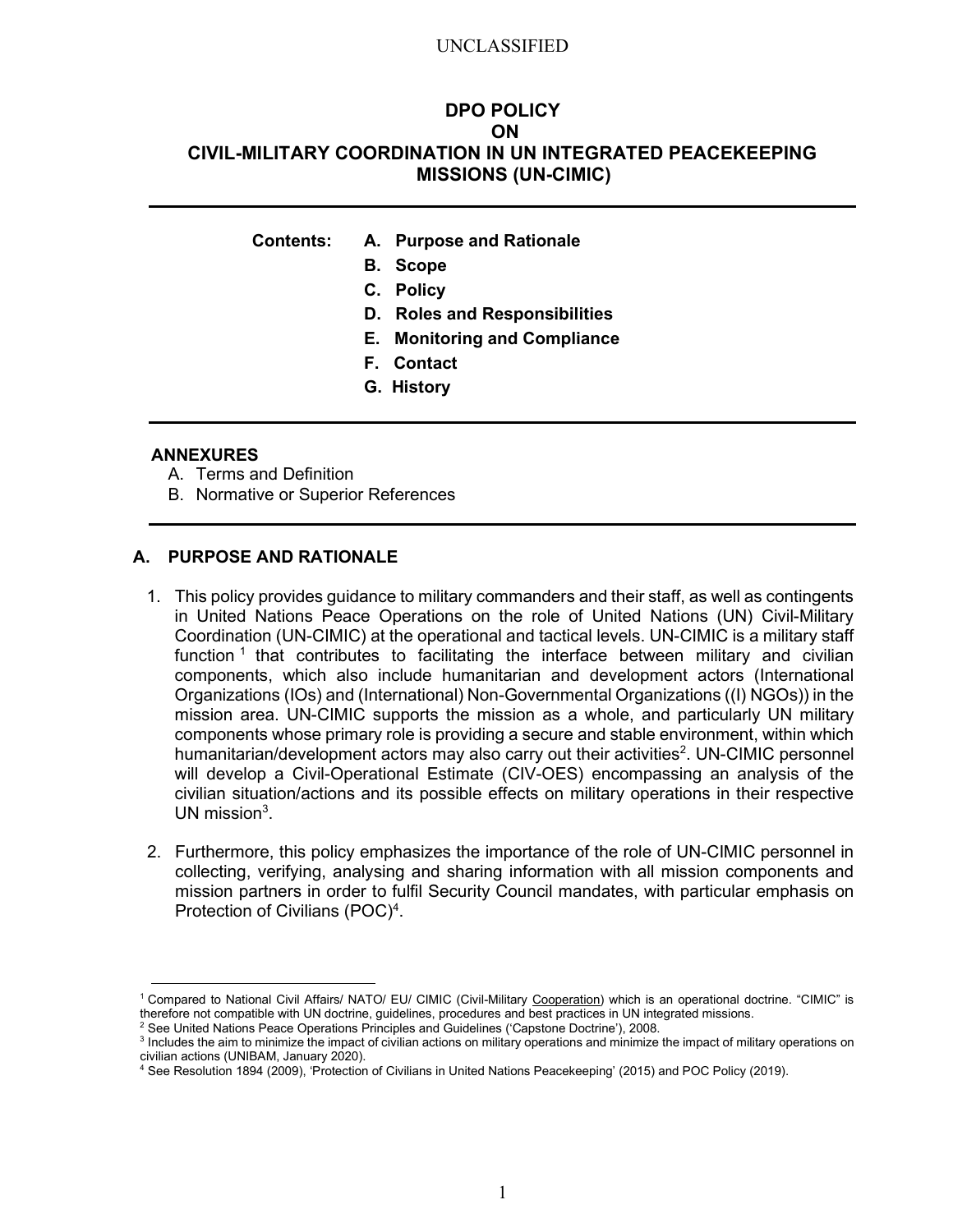UNCLASSIFIED

# DPO POLICY ON CIVIL-MILITARY COORDINATION IN UN INTEGRATED PEACEKEEPING MISSIONS (UN-CIMIC)

**Contents:**

- **A. Purpose and Rationale**
- **B. Scope**
- **C. Policy**
- **D. Roles and Responsibilities**
- **E. Monitoring and Compliance**
- **F. Contact**
- **G. History**

**ANNEXURES**

A. Terms and Definition
B. Normative or Superior References

## A. PURPOSE AND RATIONALE

1. This policy provides guidance to military commanders and their staff, as well as contingents in United Nations Peace Operations on the role of United Nations (UN) Civil-Military Coordination (UN-CIMIC) at the operational and tactical levels. UN-CIMIC is a military staff function [1] that contributes to facilitating the interface between military and civilian components, which also include humanitarian and development actors (International Organizations (IOs) and (International) Non-Governmental Organizations ((I) NGOs)) in the mission area. UN-CIMIC supports the mission as a whole, and particularly UN military components whose primary role is providing a secure and stable environment, within which humanitarian/development actors may also carry out their activities[2]. UN-CIMIC personnel will develop a Civil-Operational Estimate (CIV-OES) encompassing an analysis of the civilian situation/actions and its possible effects on military operations in their respective UN mission[3].

2. Furthermore, this policy emphasizes the importance of the role of UN-CIMIC personnel in collecting, verifying, analysing and sharing information with all mission components and mission partners in order to fulfil Security Council mandates, with particular emphasis on Protection of Civilians (POC)[4].

---

[1] Compared to National Civil Affairs/ NATO/ EU/ CIMIC (Civil-Military Cooperation) which is an operational doctrine. "CIMIC" is therefore not compatible with UN doctrine, guidelines, procedures and best practices in UN integrated missions.

[2] See United Nations Peace Operations Principles and Guidelines ('Capstone Doctrine'), 2008.

[3] Includes the aim to minimize the impact of civilian actions on military operations and minimize the impact of military operations on civilian actions (UNIBAM, January 2020).

[4] See Resolution 1894 (2009), 'Protection of Civilians in United Nations Peacekeeping' (2015) and POC Policy (2019).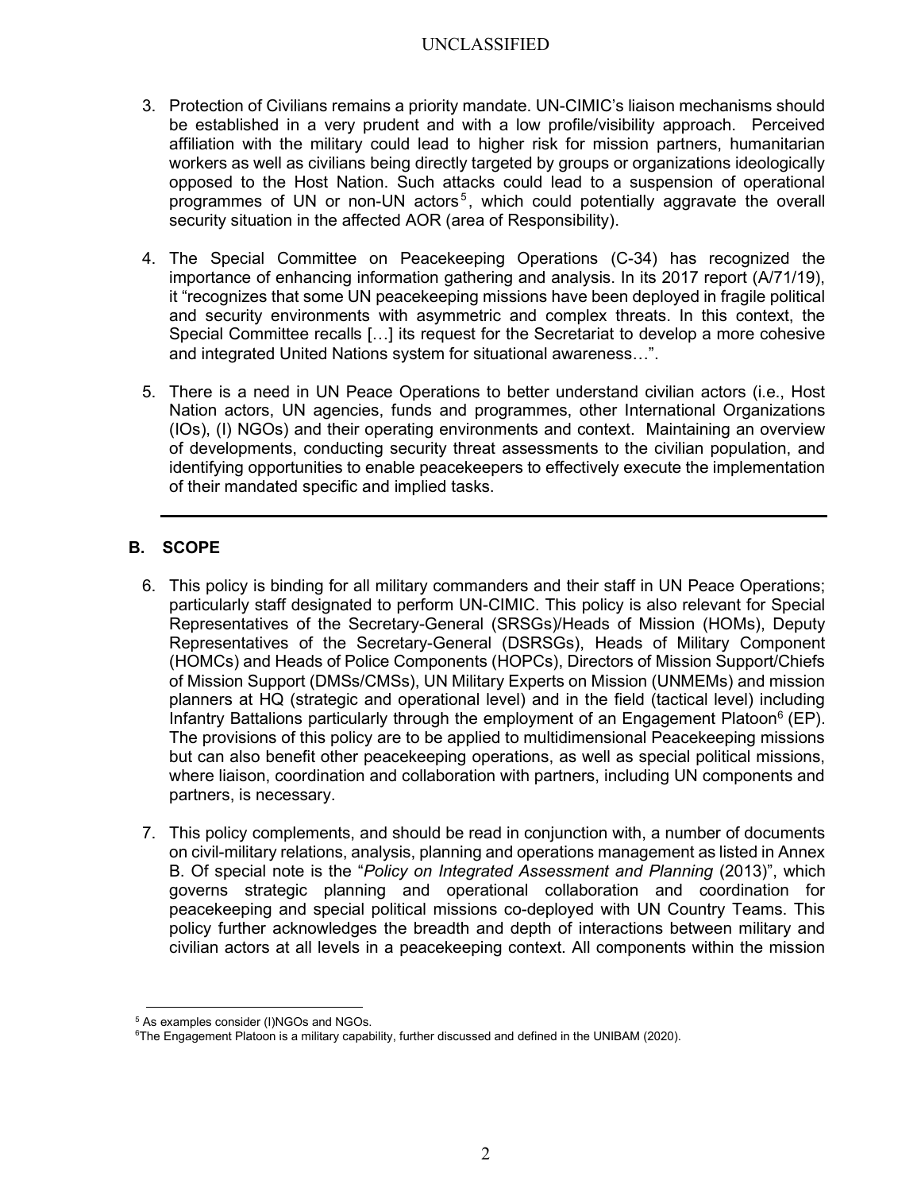3. Protection of Civilians remains a priority mandate. UN-CIMIC's liaison mechanisms should be established in a very prudent and with a low profile/visibility approach. Perceived affiliation with the military could lead to higher risk for mission partners, humanitarian workers as well as civilians being directly targeted by groups or organizations ideologically opposed to the Host Nation. Such attacks could lead to a suspension of operational programmes of UN or non-UN actors[5], which could potentially aggravate the overall security situation in the affected AOR (area of Responsibility).

4. The Special Committee on Peacekeeping Operations (C-34) has recognized the importance of enhancing information gathering and analysis. In its 2017 report (A/71/19), it "recognizes that some UN peacekeeping missions have been deployed in fragile political and security environments with asymmetric and complex threats. In this context, the Special Committee recalls […] its request for the Secretariat to develop a more cohesive and integrated United Nations system for situational awareness…".

5. There is a need in UN Peace Operations to better understand civilian actors (i.e., Host Nation actors, UN agencies, funds and programmes, other International Organizations (IOs), (I) NGOs) and their operating environments and context. Maintaining an overview of developments, conducting security threat assessments to the civilian population, and identifying opportunities to enable peacekeepers to effectively execute the implementation of their mandated specific and implied tasks.

---

## B. SCOPE

6. This policy is binding for all military commanders and their staff in UN Peace Operations; particularly staff designated to perform UN-CIMIC. This policy is also relevant for Special Representatives of the Secretary-General (SRSGs)/Heads of Mission (HOMs), Deputy Representatives of the Secretary-General (DSRSGs), Heads of Military Component (HOMCs) and Heads of Police Components (HOPCs), Directors of Mission Support/Chiefs of Mission Support (DMSs/CMSs), UN Military Experts on Mission (UNMEMs) and mission planners at HQ (strategic and operational level) and in the field (tactical level) including Infantry Battalions particularly through the employment of an Engagement Platoon[6] (EP). The provisions of this policy are to be applied to multidimensional Peacekeeping missions but can also benefit other peacekeeping operations, as well as special political missions, where liaison, coordination and collaboration with partners, including UN components and partners, is necessary.

7. This policy complements, and should be read in conjunction with, a number of documents on civil-military relations, analysis, planning and operations management as listed in Annex B. Of special note is the "*Policy on Integrated Assessment and Planning* (2013)", which governs strategic planning and operational collaboration and coordination for peacekeeping and special political missions co-deployed with UN Country Teams. This policy further acknowledges the breadth and depth of interactions between military and civilian actors at all levels in a peacekeeping context. All components within the mission

---

[5] As examples consider (I)NGOs and NGOs.

[6] The Engagement Platoon is a military capability, further discussed and defined in the UNIBAM (2020).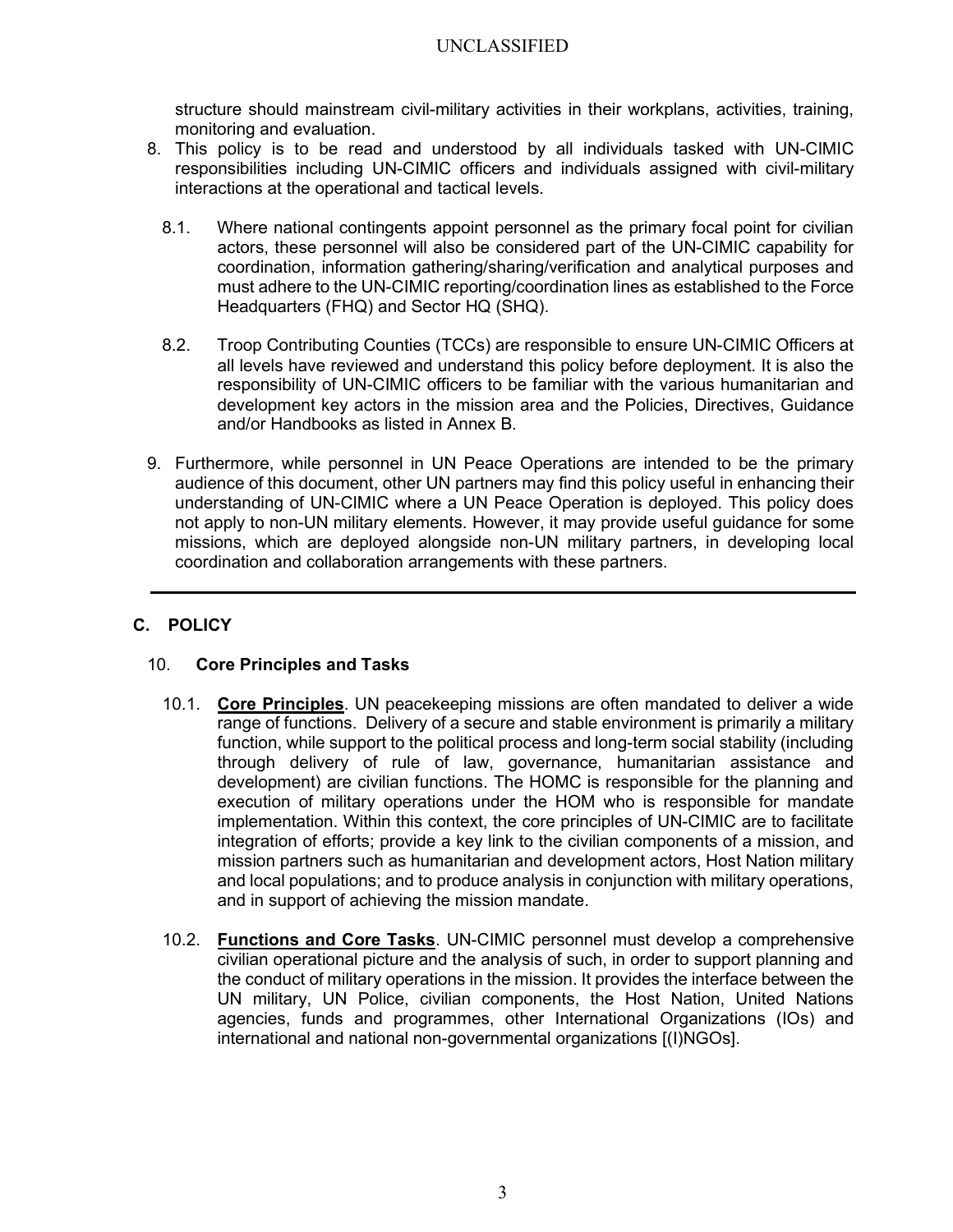structure should mainstream civil-military activities in their workplans, activities, training, monitoring and evaluation.

8. This policy is to be read and understood by all individuals tasked with UN-CIMIC responsibilities including UN-CIMIC officers and individuals assigned with civil-military interactions at the operational and tactical levels.

   8.1. Where national contingents appoint personnel as the primary focal point for civilian actors, these personnel will also be considered part of the UN-CIMIC capability for coordination, information gathering/sharing/verification and analytical purposes and must adhere to the UN-CIMIC reporting/coordination lines as established to the Force Headquarters (FHQ) and Sector HQ (SHQ).

   8.2. Troop Contributing Counties (TCCs) are responsible to ensure UN-CIMIC Officers at all levels have reviewed and understand this policy before deployment. It is also the responsibility of UN-CIMIC officers to be familiar with the various humanitarian and development key actors in the mission area and the Policies, Directives, Guidance and/or Handbooks as listed in Annex B.

9. Furthermore, while personnel in UN Peace Operations are intended to be the primary audience of this document, other UN partners may find this policy useful in enhancing their understanding of UN-CIMIC where a UN Peace Operation is deployed. This policy does not apply to non-UN military elements. However, it may provide useful guidance for some missions, which are deployed alongside non-UN military partners, in developing local coordination and collaboration arrangements with these partners.

---

## C. POLICY

### 10. Core Principles and Tasks

10.1. **Core Principles**. UN peacekeeping missions are often mandated to deliver a wide range of functions. Delivery of a secure and stable environment is primarily a military function, while support to the political process and long-term social stability (including through delivery of rule of law, governance, humanitarian assistance and development) are civilian functions. The HOMC is responsible for the planning and execution of military operations under the HOM who is responsible for mandate implementation. Within this context, the core principles of UN-CIMIC are to facilitate integration of efforts; provide a key link to the civilian components of a mission, and mission partners such as humanitarian and development actors, Host Nation military and local populations; and to produce analysis in conjunction with military operations, and in support of achieving the mission mandate.

10.2. **Functions and Core Tasks**. UN-CIMIC personnel must develop a comprehensive civilian operational picture and the analysis of such, in order to support planning and the conduct of military operations in the mission. It provides the interface between the UN military, UN Police, civilian components, the Host Nation, United Nations agencies, funds and programmes, other International Organizations (IOs) and international and national non-governmental organizations [(I)NGOs].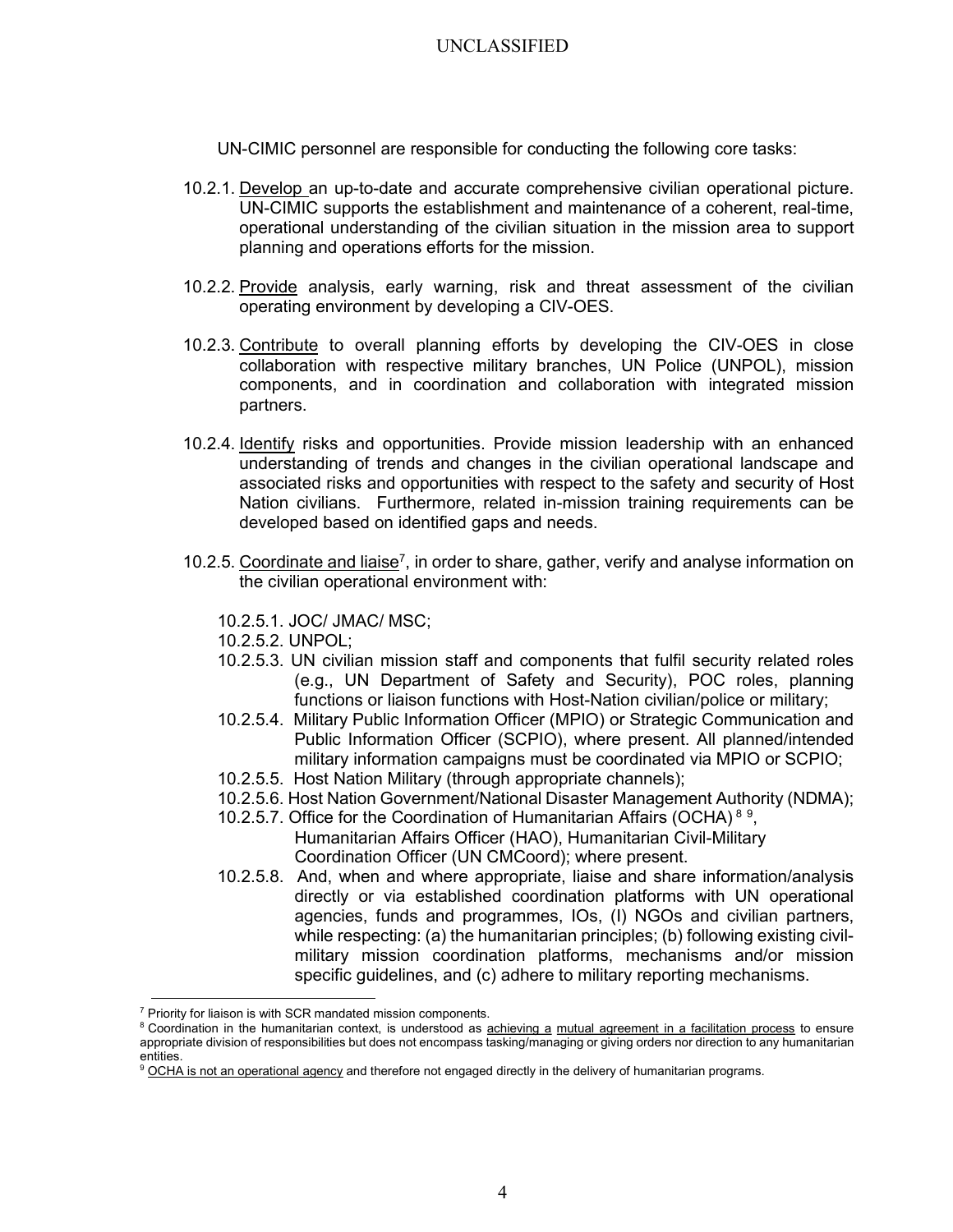UN-CIMIC personnel are responsible for conducting the following core tasks:

10.2.1. Develop an up-to-date and accurate comprehensive civilian operational picture. UN-CIMIC supports the establishment and maintenance of a coherent, real-time, operational understanding of the civilian situation in the mission area to support planning and operations efforts for the mission.

10.2.2. Provide analysis, early warning, risk and threat assessment of the civilian operating environment by developing a CIV-OES.

10.2.3. Contribute to overall planning efforts by developing the CIV-OES in close collaboration with respective military branches, UN Police (UNPOL), mission components, and in coordination and collaboration with integrated mission partners.

10.2.4. Identify risks and opportunities. Provide mission leadership with an enhanced understanding of trends and changes in the civilian operational landscape and associated risks and opportunities with respect to the safety and security of Host Nation civilians. Furthermore, related in-mission training requirements can be developed based on identified gaps and needs.

10.2.5. Coordinate and liaise[7], in order to share, gather, verify and analyse information on the civilian operational environment with:

- 10.2.5.1. JOC/ JMAC/ MSC;
- 10.2.5.2. UNPOL;
- 10.2.5.3. UN civilian mission staff and components that fulfil security related roles (e.g., UN Department of Safety and Security), POC roles, planning functions or liaison functions with Host-Nation civilian/police or military;
- 10.2.5.4. Military Public Information Officer (MPIO) or Strategic Communication and Public Information Officer (SCPIO), where present. All planned/intended military information campaigns must be coordinated via MPIO or SCPIO;
- 10.2.5.5. Host Nation Military (through appropriate channels);
- 10.2.5.6. Host Nation Government/National Disaster Management Authority (NDMA);
- 10.2.5.7. Office for the Coordination of Humanitarian Affairs (OCHA) [8] [9], Humanitarian Affairs Officer (HAO), Humanitarian Civil-Military Coordination Officer (UN CMCoord); where present.
- 10.2.5.8. And, when and where appropriate, liaise and share information/analysis directly or via established coordination platforms with UN operational agencies, funds and programmes, IOs, (I) NGOs and civilian partners, while respecting: (a) the humanitarian principles; (b) following existing civil-military mission coordination platforms, mechanisms and/or mission specific guidelines, and (c) adhere to military reporting mechanisms.

---

[7] Priority for liaison is with SCR mandated mission components.

[8] Coordination in the humanitarian context, is understood as achieving a mutual agreement in a facilitation process to ensure appropriate division of responsibilities but does not encompass tasking/managing or giving orders nor direction to any humanitarian entities.

[9] OCHA is not an operational agency and therefore not engaged directly in the delivery of humanitarian programs.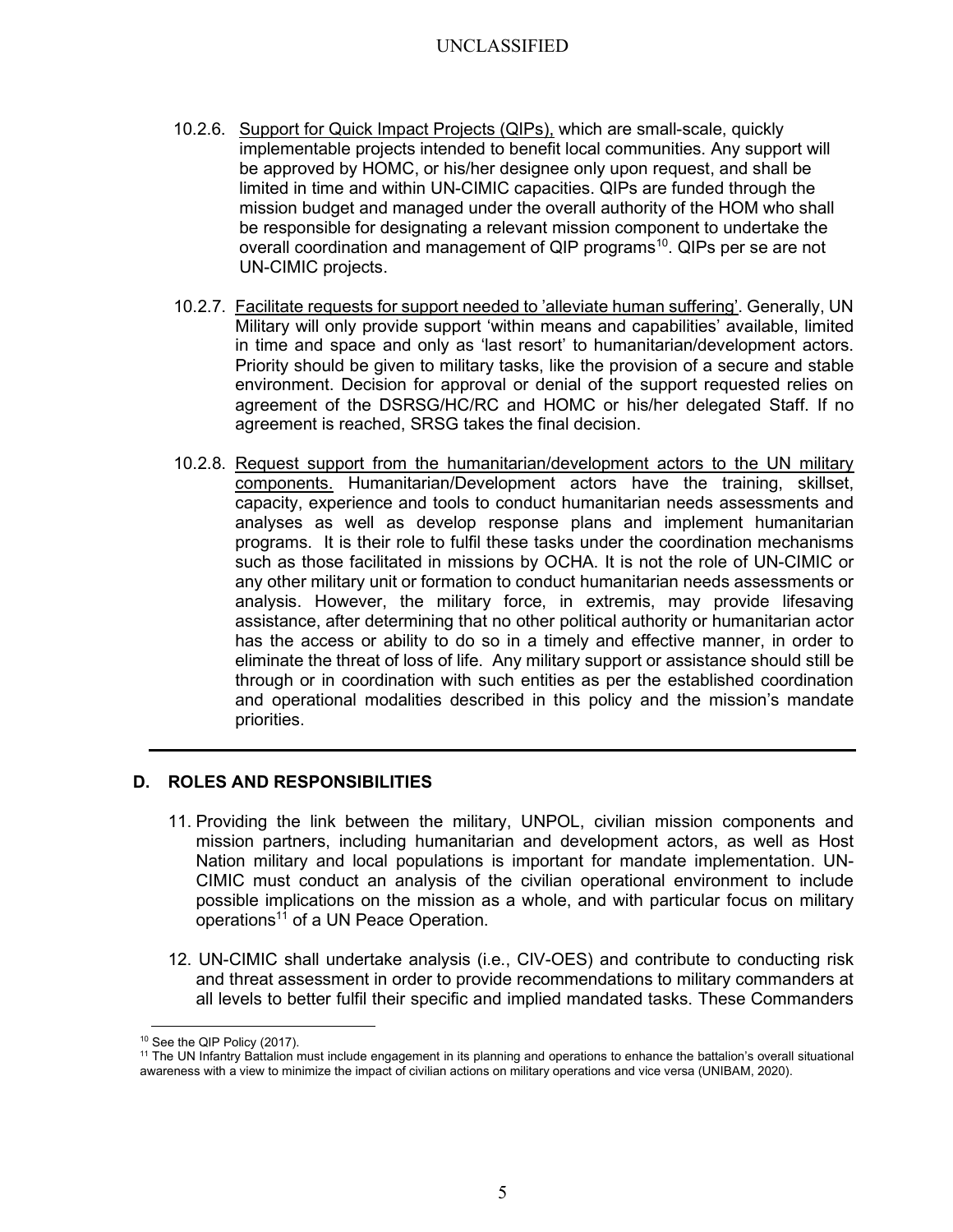10.2.6. Support for Quick Impact Projects (QIPs), which are small-scale, quickly implementable projects intended to benefit local communities. Any support will be approved by HOMC, or his/her designee only upon request, and shall be limited in time and within UN-CIMIC capacities. QIPs are funded through the mission budget and managed under the overall authority of the HOM who shall be responsible for designating a relevant mission component to undertake the overall coordination and management of QIP programs[10]. QIPs per se are not UN-CIMIC projects.

10.2.7. Facilitate requests for support needed to 'alleviate human suffering'. Generally, UN Military will only provide support 'within means and capabilities' available, limited in time and space and only as 'last resort' to humanitarian/development actors. Priority should be given to military tasks, like the provision of a secure and stable environment. Decision for approval or denial of the support requested relies on agreement of the DSRSG/HC/RC and HOMC or his/her delegated Staff. If no agreement is reached, SRSG takes the final decision.

10.2.8. Request support from the humanitarian/development actors to the UN military components. Humanitarian/Development actors have the training, skillset, capacity, experience and tools to conduct humanitarian needs assessments and analyses as well as develop response plans and implement humanitarian programs. It is their role to fulfil these tasks under the coordination mechanisms such as those facilitated in missions by OCHA. It is not the role of UN-CIMIC or any other military unit or formation to conduct humanitarian needs assessments or analysis. However, the military force, in extremis, may provide lifesaving assistance, after determining that no other political authority or humanitarian actor has the access or ability to do so in a timely and effective manner, in order to eliminate the threat of loss of life. Any military support or assistance should still be through or in coordination with such entities as per the established coordination and operational modalities described in this policy and the mission's mandate priorities.

---

## D. ROLES AND RESPONSIBILITIES

11. Providing the link between the military, UNPOL, civilian mission components and mission partners, including humanitarian and development actors, as well as Host Nation military and local populations is important for mandate implementation. UN-CIMIC must conduct an analysis of the civilian operational environment to include possible implications on the mission as a whole, and with particular focus on military operations[11] of a UN Peace Operation.

12. UN-CIMIC shall undertake analysis (i.e., CIV-OES) and contribute to conducting risk and threat assessment in order to provide recommendations to military commanders at all levels to better fulfil their specific and implied mandated tasks. These Commanders

---

[10] See the QIP Policy (2017).

[11] The UN Infantry Battalion must include engagement in its planning and operations to enhance the battalion's overall situational awareness with a view to minimize the impact of civilian actions on military operations and vice versa (UNIBAM, 2020).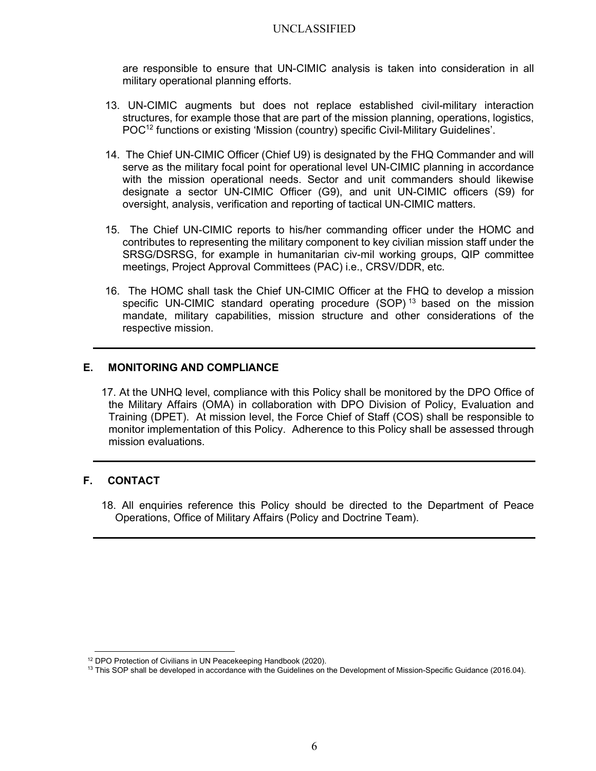are responsible to ensure that UN-CIMIC analysis is taken into consideration in all military operational planning efforts.

13. UN-CIMIC augments but does not replace established civil-military interaction structures, for example those that are part of the mission planning, operations, logistics, POC[12] functions or existing 'Mission (country) specific Civil-Military Guidelines'.

14. The Chief UN-CIMIC Officer (Chief U9) is designated by the FHQ Commander and will serve as the military focal point for operational level UN-CIMIC planning in accordance with the mission operational needs. Sector and unit commanders should likewise designate a sector UN-CIMIC Officer (G9), and unit UN-CIMIC officers (S9) for oversight, analysis, verification and reporting of tactical UN-CIMIC matters.

15. The Chief UN-CIMIC reports to his/her commanding officer under the HOMC and contributes to representing the military component to key civilian mission staff under the SRSG/DSRSG, for example in humanitarian civ-mil working groups, QIP committee meetings, Project Approval Committees (PAC) i.e., CRSV/DDR, etc.

16. The HOMC shall task the Chief UN-CIMIC Officer at the FHQ to develop a mission specific UN-CIMIC standard operating procedure (SOP)[13] based on the mission mandate, military capabilities, mission structure and other considerations of the respective mission.

---

## E. MONITORING AND COMPLIANCE

17. At the UNHQ level, compliance with this Policy shall be monitored by the DPO Office of the Military Affairs (OMA) in collaboration with DPO Division of Policy, Evaluation and Training (DPET). At mission level, the Force Chief of Staff (COS) shall be responsible to monitor implementation of this Policy. Adherence to this Policy shall be assessed through mission evaluations.

---

## F. CONTACT

18. All enquiries reference this Policy should be directed to the Department of Peace Operations, Office of Military Affairs (Policy and Doctrine Team).

---

[12] DPO Protection of Civilians in UN Peacekeeping Handbook (2020).

[13] This SOP shall be developed in accordance with the Guidelines on the Development of Mission-Specific Guidance (2016.04).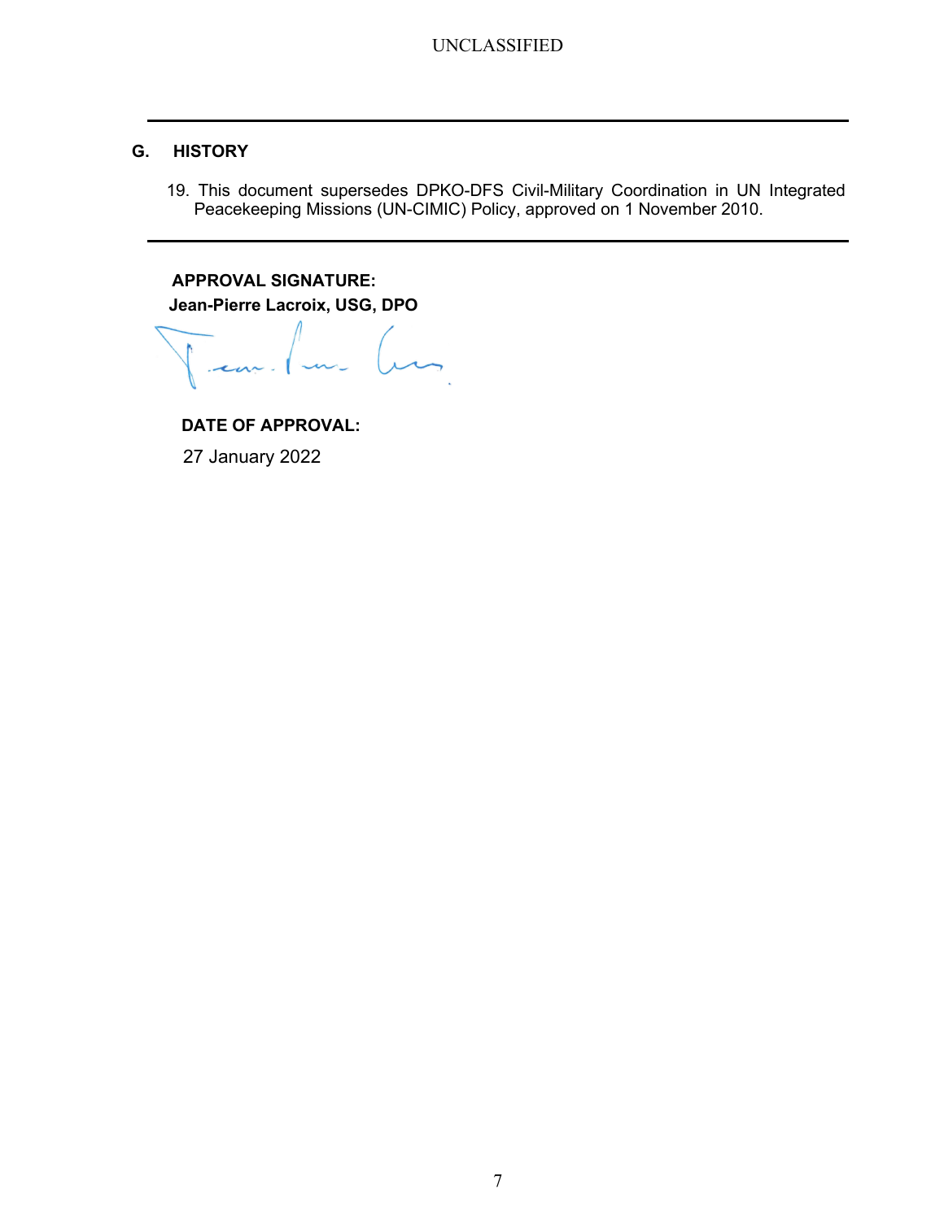## G. HISTORY

19. This document supersedes DPKO-DFS Civil-Military Coordination in UN Integrated Peacekeeping Missions (UN-CIMIC) Policy, approved on 1 November 2010.

---

**APPROVAL SIGNATURE:**

**Jean-Pierre Lacroix, USG, DPO**

**DATE OF APPROVAL:**

27 January 2022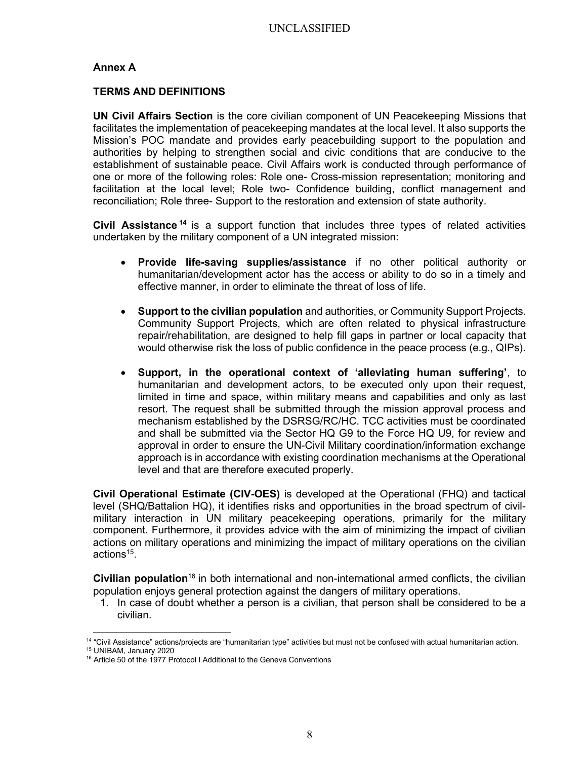## Annex A

### TERMS AND DEFINITIONS

**UN Civil Affairs Section** is the core civilian component of UN Peacekeeping Missions that facilitates the implementation of peacekeeping mandates at the local level. It also supports the Mission's POC mandate and provides early peacebuilding support to the population and authorities by helping to strengthen social and civic conditions that are conducive to the establishment of sustainable peace. Civil Affairs work is conducted through performance of one or more of the following roles: Role one- Cross-mission representation; monitoring and facilitation at the local level; Role two- Confidence building, conflict management and reconciliation; Role three- Support to the restoration and extension of state authority.

**Civil Assistance**[14] is a support function that includes three types of related activities undertaken by the military component of a UN integrated mission:

- **Provide life-saving supplies/assistance** if no other political authority or humanitarian/development actor has the access or ability to do so in a timely and effective manner, in order to eliminate the threat of loss of life.

- **Support to the civilian population** and authorities, or Community Support Projects. Community Support Projects, which are often related to physical infrastructure repair/rehabilitation, are designed to help fill gaps in partner or local capacity that would otherwise risk the loss of public confidence in the peace process (e.g., QIPs).

- **Support, in the operational context of 'alleviating human suffering'**, to humanitarian and development actors, to be executed only upon their request, limited in time and space, within military means and capabilities and only as last resort. The request shall be submitted through the mission approval process and mechanism established by the DSRSG/RC/HC. TCC activities must be coordinated and shall be submitted via the Sector HQ G9 to the Force HQ U9, for review and approval in order to ensure the UN-Civil Military coordination/information exchange approach is in accordance with existing coordination mechanisms at the Operational level and that are therefore executed properly.

**Civil Operational Estimate (CIV-OES)** is developed at the Operational (FHQ) and tactical level (SHQ/Battalion HQ), it identifies risks and opportunities in the broad spectrum of civil-military interaction in UN military peacekeeping operations, primarily for the military component. Furthermore, it provides advice with the aim of minimizing the impact of civilian actions on military operations and minimizing the impact of military operations on the civilian actions[15].

**Civilian population**[16] in both international and non-international armed conflicts, the civilian population enjoys general protection against the dangers of military operations.

1. In case of doubt whether a person is a civilian, that person shall be considered to be a civilian.

---

[14] "Civil Assistance" actions/projects are "humanitarian type" activities but must not be confused with actual humanitarian action.

[15] UNIBAM, January 2020

[16] Article 50 of the 1977 Protocol I Additional to the Geneva Conventions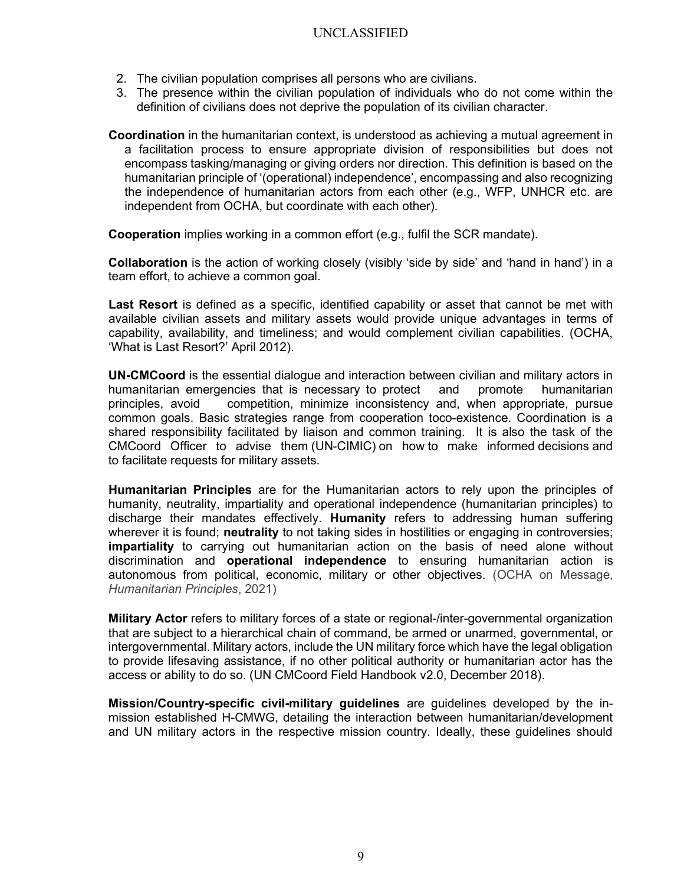2. The civilian population comprises all persons who are civilians.
3. The presence within the civilian population of individuals who do not come within the definition of civilians does not deprive the population of its civilian character.

**Coordination** in the humanitarian context, is understood as achieving a mutual agreement in a facilitation process to ensure appropriate division of responsibilities but does not encompass tasking/managing or giving orders nor direction. This definition is based on the humanitarian principle of '(operational) independence', encompassing and also recognizing the independence of humanitarian actors from each other (e.g., WFP, UNHCR etc. are independent from OCHA, but coordinate with each other).

**Cooperation** implies working in a common effort (e.g., fulfil the SCR mandate).

**Collaboration** is the action of working closely (visibly 'side by side' and 'hand in hand') in a team effort, to achieve a common goal.

**Last Resort** is defined as a specific, identified capability or asset that cannot be met with available civilian assets and military assets would provide unique advantages in terms of capability, availability, and timeliness; and would complement civilian capabilities. (OCHA, 'What is Last Resort?' April 2012).

**UN-CMCoord** is the essential dialogue and interaction between civilian and military actors in humanitarian emergencies that is necessary to protect and promote humanitarian principles, avoid competition, minimize inconsistency and, when appropriate, pursue common goals. Basic strategies range from cooperation toco-existence. Coordination is a shared responsibility facilitated by liaison and common training. It is also the task of the CMCoord Officer to advise them (UN-CIMIC) on how to make informed decisions and to facilitate requests for military assets.

**Humanitarian Principles** are for the Humanitarian actors to rely upon the principles of humanity, neutrality, impartiality and operational independence (humanitarian principles) to discharge their mandates effectively. **Humanity** refers to addressing human suffering wherever it is found; **neutrality** to not taking sides in hostilities or engaging in controversies; **impartiality** to carrying out humanitarian action on the basis of need alone without discrimination and **operational independence** to ensuring humanitarian action is autonomous from political, economic, military or other objectives. (OCHA on Message, *Humanitarian Principles*, 2021)

**Military Actor** refers to military forces of a state or regional-/inter-governmental organization that are subject to a hierarchical chain of command, be armed or unarmed, governmental, or intergovernmental. Military actors, include the UN military force which have the legal obligation to provide lifesaving assistance, if no other political authority or humanitarian actor has the access or ability to do so. (UN CMCoord Field Handbook v2.0, December 2018).

**Mission/Country-specific civil-military guidelines** are guidelines developed by the in-mission established H-CMWG, detailing the interaction between humanitarian/development and UN military actors in the respective mission country. Ideally, these guidelines should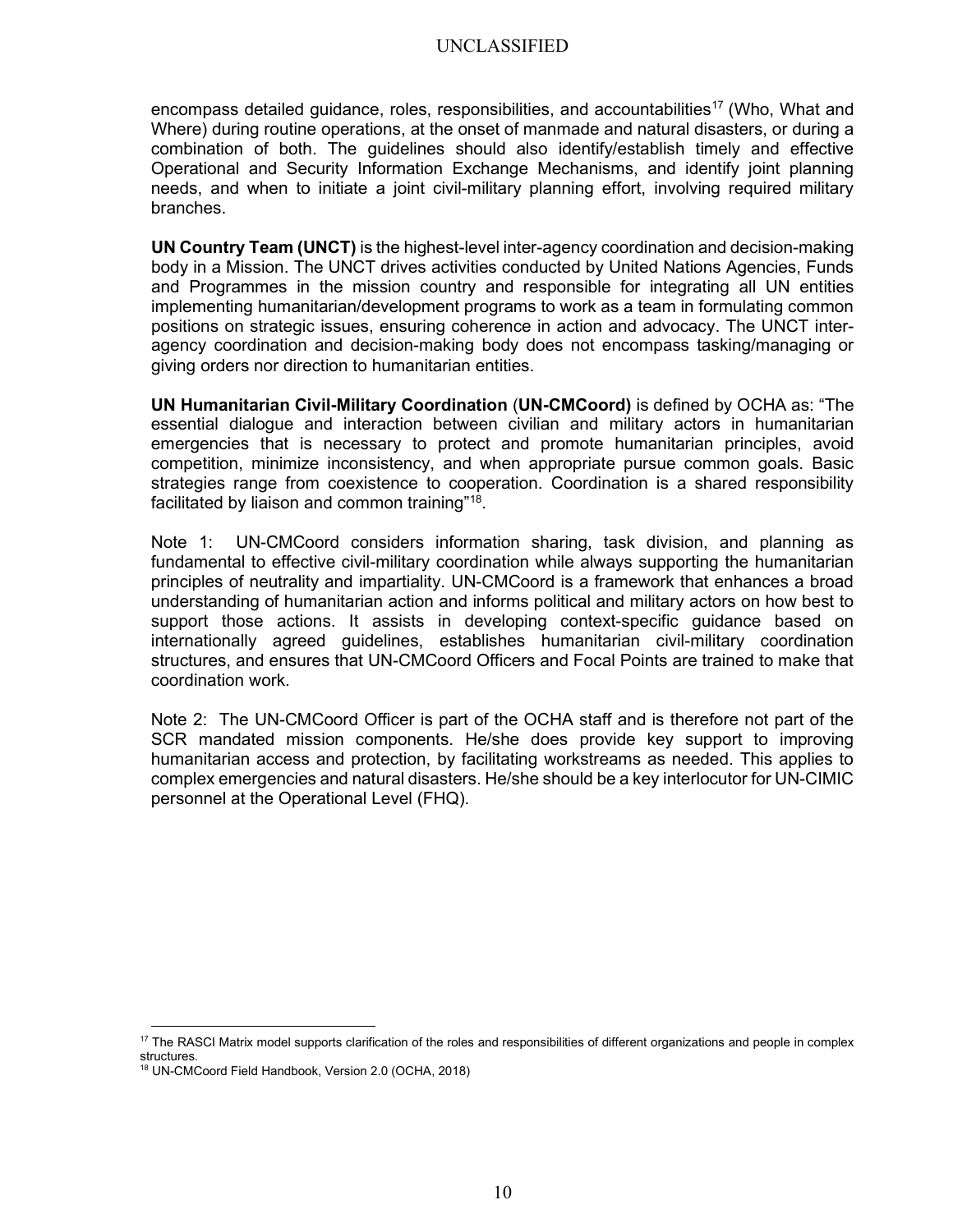encompass detailed guidance, roles, responsibilities, and accountabilities[17] (Who, What and Where) during routine operations, at the onset of manmade and natural disasters, or during a combination of both. The guidelines should also identify/establish timely and effective Operational and Security Information Exchange Mechanisms, and identify joint planning needs, and when to initiate a joint civil-military planning effort, involving required military branches.

**UN Country Team (UNCT)** is the highest-level inter-agency coordination and decision-making body in a Mission. The UNCT drives activities conducted by United Nations Agencies, Funds and Programmes in the mission country and responsible for integrating all UN entities implementing humanitarian/development programs to work as a team in formulating common positions on strategic issues, ensuring coherence in action and advocacy. The UNCT inter-agency coordination and decision-making body does not encompass tasking/managing or giving orders nor direction to humanitarian entities.

**UN Humanitarian Civil-Military Coordination** (**UN-CMCoord)** is defined by OCHA as: "The essential dialogue and interaction between civilian and military actors in humanitarian emergencies that is necessary to protect and promote humanitarian principles, avoid competition, minimize inconsistency, and when appropriate pursue common goals. Basic strategies range from coexistence to cooperation. Coordination is a shared responsibility facilitated by liaison and common training"[18].

Note 1: UN-CMCoord considers information sharing, task division, and planning as fundamental to effective civil-military coordination while always supporting the humanitarian principles of neutrality and impartiality. UN-CMCoord is a framework that enhances a broad understanding of humanitarian action and informs political and military actors on how best to support those actions. It assists in developing context-specific guidance based on internationally agreed guidelines, establishes humanitarian civil-military coordination structures, and ensures that UN-CMCoord Officers and Focal Points are trained to make that coordination work.

Note 2: The UN-CMCoord Officer is part of the OCHA staff and is therefore not part of the SCR mandated mission components. He/she does provide key support to improving humanitarian access and protection, by facilitating workstreams as needed. This applies to complex emergencies and natural disasters. He/she should be a key interlocutor for UN-CIMIC personnel at the Operational Level (FHQ).

---

[17] The RASCI Matrix model supports clarification of the roles and responsibilities of different organizations and people in complex structures.

[18] UN-CMCoord Field Handbook, Version 2.0 (OCHA, 2018)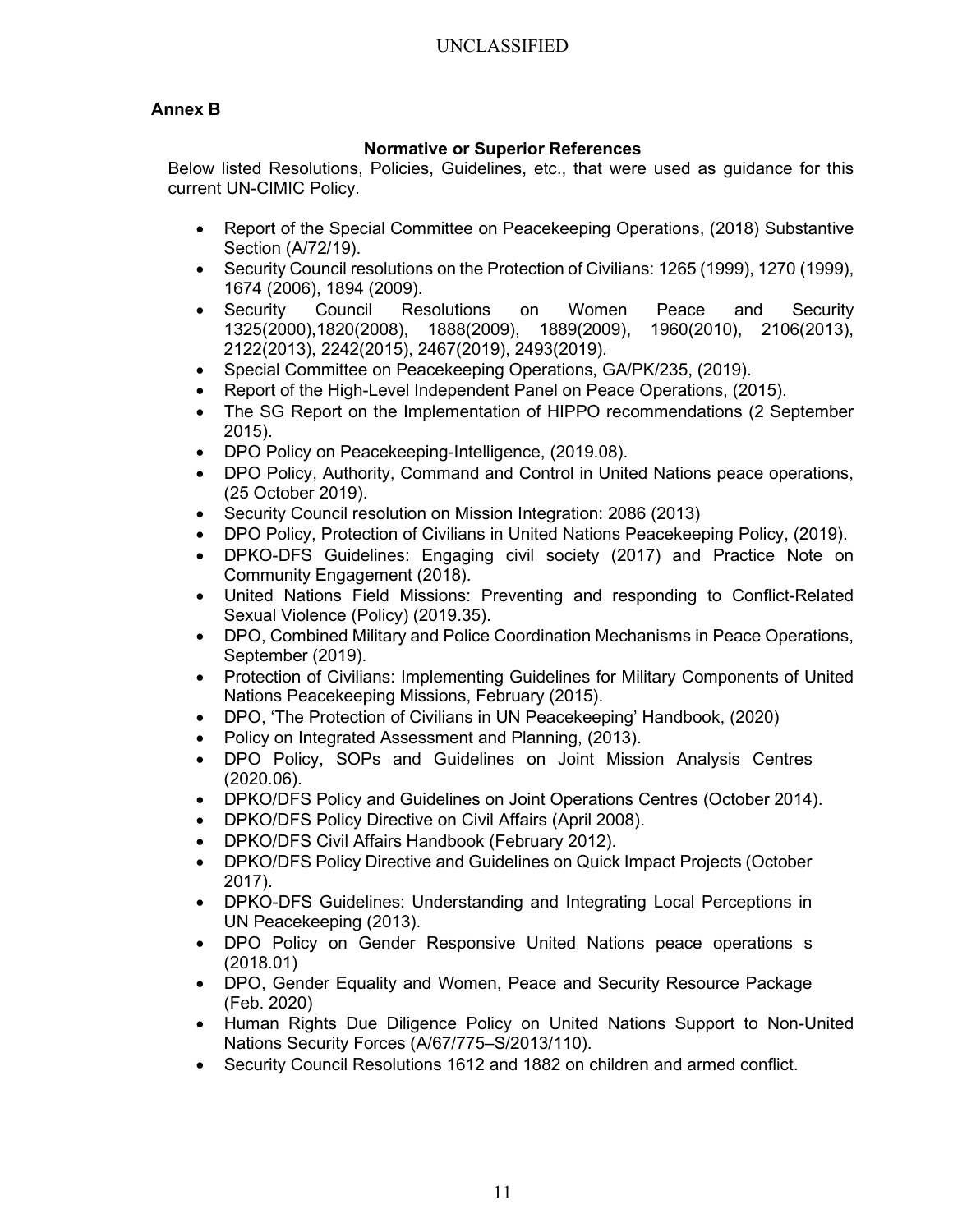## Annex B

### Normative or Superior References

Below listed Resolutions, Policies, Guidelines, etc., that were used as guidance for this current UN-CIMIC Policy.

- Report of the Special Committee on Peacekeeping Operations, (2018) Substantive Section (A/72/19).
- Security Council resolutions on the Protection of Civilians: 1265 (1999), 1270 (1999), 1674 (2006), 1894 (2009).
- Security Council Resolutions on Women Peace and Security 1325(2000),1820(2008), 1888(2009), 1889(2009), 1960(2010), 2106(2013), 2122(2013), 2242(2015), 2467(2019), 2493(2019).
- Special Committee on Peacekeeping Operations, GA/PK/235, (2019).
- Report of the High-Level Independent Panel on Peace Operations, (2015).
- The SG Report on the Implementation of HIPPO recommendations (2 September 2015).
- DPO Policy on Peacekeeping-Intelligence, (2019.08).
- DPO Policy, Authority, Command and Control in United Nations peace operations, (25 October 2019).
- Security Council resolution on Mission Integration: 2086 (2013)
- DPO Policy, Protection of Civilians in United Nations Peacekeeping Policy, (2019).
- DPKO-DFS Guidelines: Engaging civil society (2017) and Practice Note on Community Engagement (2018).
- United Nations Field Missions: Preventing and responding to Conflict-Related Sexual Violence (Policy) (2019.35).
- DPO, Combined Military and Police Coordination Mechanisms in Peace Operations, September (2019).
- Protection of Civilians: Implementing Guidelines for Military Components of United Nations Peacekeeping Missions, February (2015).
- DPO, 'The Protection of Civilians in UN Peacekeeping' Handbook, (2020)
- Policy on Integrated Assessment and Planning, (2013).
- DPO Policy, SOPs and Guidelines on Joint Mission Analysis Centres (2020.06).
- DPKO/DFS Policy and Guidelines on Joint Operations Centres (October 2014).
- DPKO/DFS Policy Directive on Civil Affairs (April 2008).
- DPKO/DFS Civil Affairs Handbook (February 2012).
- DPKO/DFS Policy Directive and Guidelines on Quick Impact Projects (October 2017).
- DPKO-DFS Guidelines: Understanding and Integrating Local Perceptions in UN Peacekeeping (2013).
- DPO Policy on Gender Responsive United Nations peace operations s (2018.01)
- DPO, Gender Equality and Women, Peace and Security Resource Package (Feb. 2020)
- Human Rights Due Diligence Policy on United Nations Support to Non-United Nations Security Forces (A/67/775–S/2013/110).
- Security Council Resolutions 1612 and 1882 on children and armed conflict.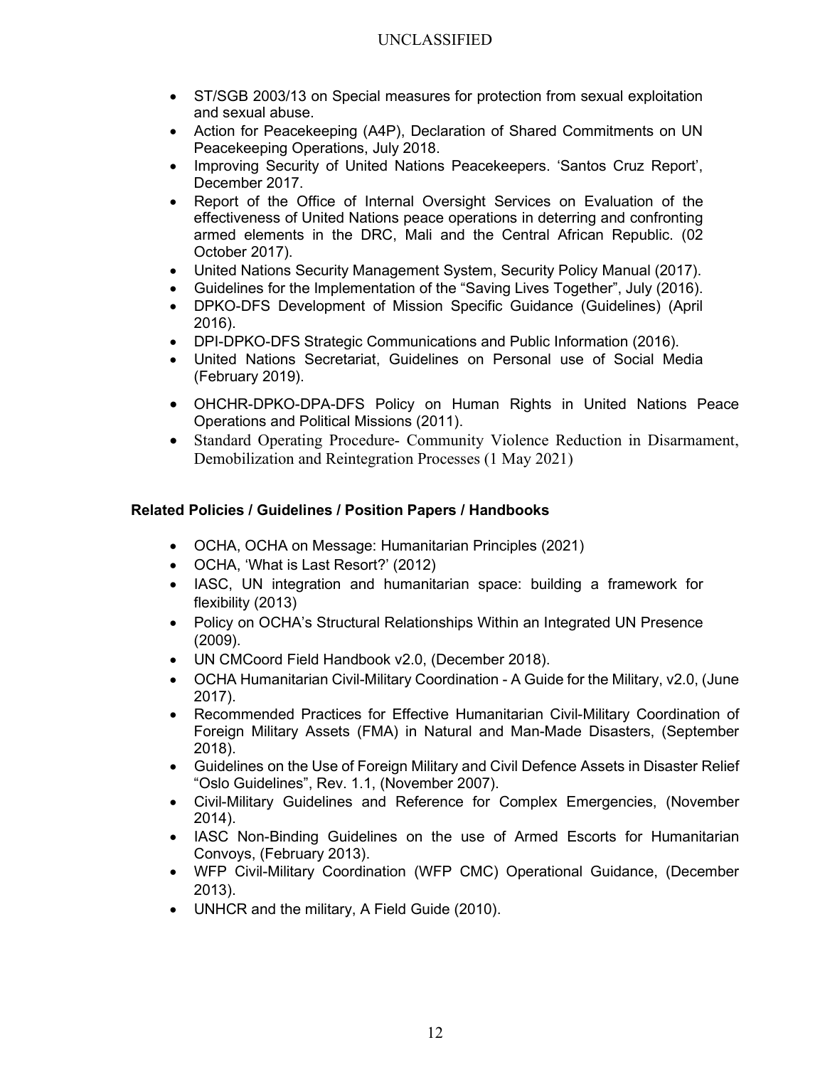- ST/SGB 2003/13 on Special measures for protection from sexual exploitation and sexual abuse.
- Action for Peacekeeping (A4P), Declaration of Shared Commitments on UN Peacekeeping Operations, July 2018.
- Improving Security of United Nations Peacekeepers. 'Santos Cruz Report', December 2017.
- Report of the Office of Internal Oversight Services on Evaluation of the effectiveness of United Nations peace operations in deterring and confronting armed elements in the DRC, Mali and the Central African Republic. (02 October 2017).
- United Nations Security Management System, Security Policy Manual (2017).
- Guidelines for the Implementation of the "Saving Lives Together", July (2016).
- DPKO-DFS Development of Mission Specific Guidance (Guidelines) (April 2016).
- DPI-DPKO-DFS Strategic Communications and Public Information (2016).
- United Nations Secretariat, Guidelines on Personal use of Social Media (February 2019).
- OHCHR-DPKO-DPA-DFS Policy on Human Rights in United Nations Peace Operations and Political Missions (2011).
- Standard Operating Procedure- Community Violence Reduction in Disarmament, Demobilization and Reintegration Processes (1 May 2021)

**Related Policies / Guidelines / Position Papers / Handbooks**

- OCHA, OCHA on Message: Humanitarian Principles (2021)
- OCHA, 'What is Last Resort?' (2012)
- IASC, UN integration and humanitarian space: building a framework for flexibility (2013)
- Policy on OCHA's Structural Relationships Within an Integrated UN Presence (2009).
- UN CMCoord Field Handbook v2.0, (December 2018).
- OCHA Humanitarian Civil-Military Coordination - A Guide for the Military, v2.0, (June 2017).
- Recommended Practices for Effective Humanitarian Civil-Military Coordination of Foreign Military Assets (FMA) in Natural and Man-Made Disasters, (September 2018).
- Guidelines on the Use of Foreign Military and Civil Defence Assets in Disaster Relief "Oslo Guidelines", Rev. 1.1, (November 2007).
- Civil-Military Guidelines and Reference for Complex Emergencies, (November 2014).
- IASC Non-Binding Guidelines on the use of Armed Escorts for Humanitarian Convoys, (February 2013).
- WFP Civil-Military Coordination (WFP CMC) Operational Guidance, (December 2013).
- UNHCR and the military, A Field Guide (2010).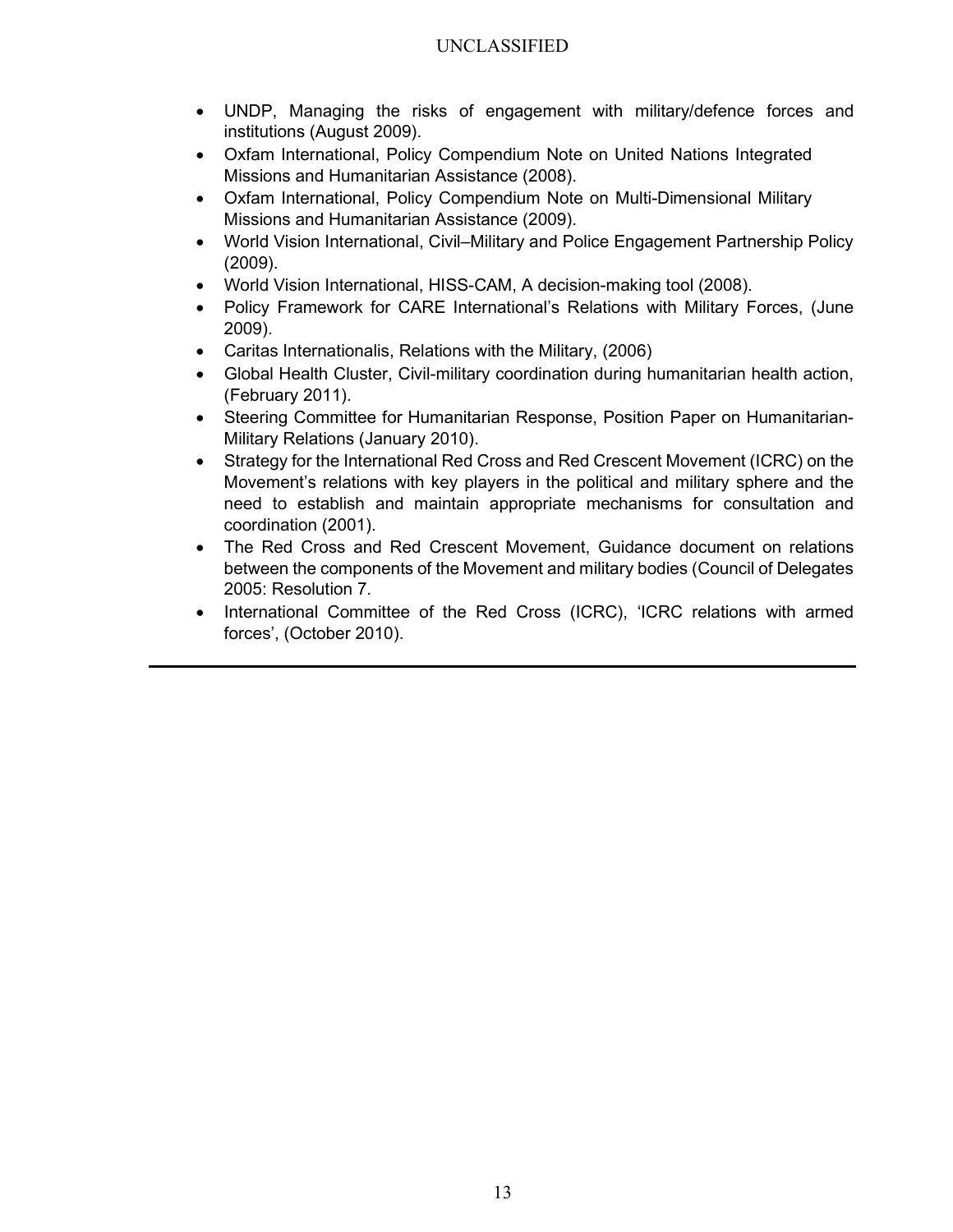- UNDP, Managing the risks of engagement with military/defence forces and institutions (August 2009).
- Oxfam International, Policy Compendium Note on United Nations Integrated Missions and Humanitarian Assistance (2008).
- Oxfam International, Policy Compendium Note on Multi-Dimensional Military Missions and Humanitarian Assistance (2009).
- World Vision International, Civil–Military and Police Engagement Partnership Policy (2009).
- World Vision International, HISS-CAM, A decision-making tool (2008).
- Policy Framework for CARE International's Relations with Military Forces, (June 2009).
- Caritas Internationalis, Relations with the Military, (2006)
- Global Health Cluster, Civil-military coordination during humanitarian health action, (February 2011).
- Steering Committee for Humanitarian Response, Position Paper on Humanitarian-Military Relations (January 2010).
- Strategy for the International Red Cross and Red Crescent Movement (ICRC) on the Movement's relations with key players in the political and military sphere and the need to establish and maintain appropriate mechanisms for consultation and coordination (2001).
- The Red Cross and Red Crescent Movement, Guidance document on relations between the components of the Movement and military bodies (Council of Delegates 2005: Resolution 7.
- International Committee of the Red Cross (ICRC), 'ICRC relations with armed forces', (October 2010).